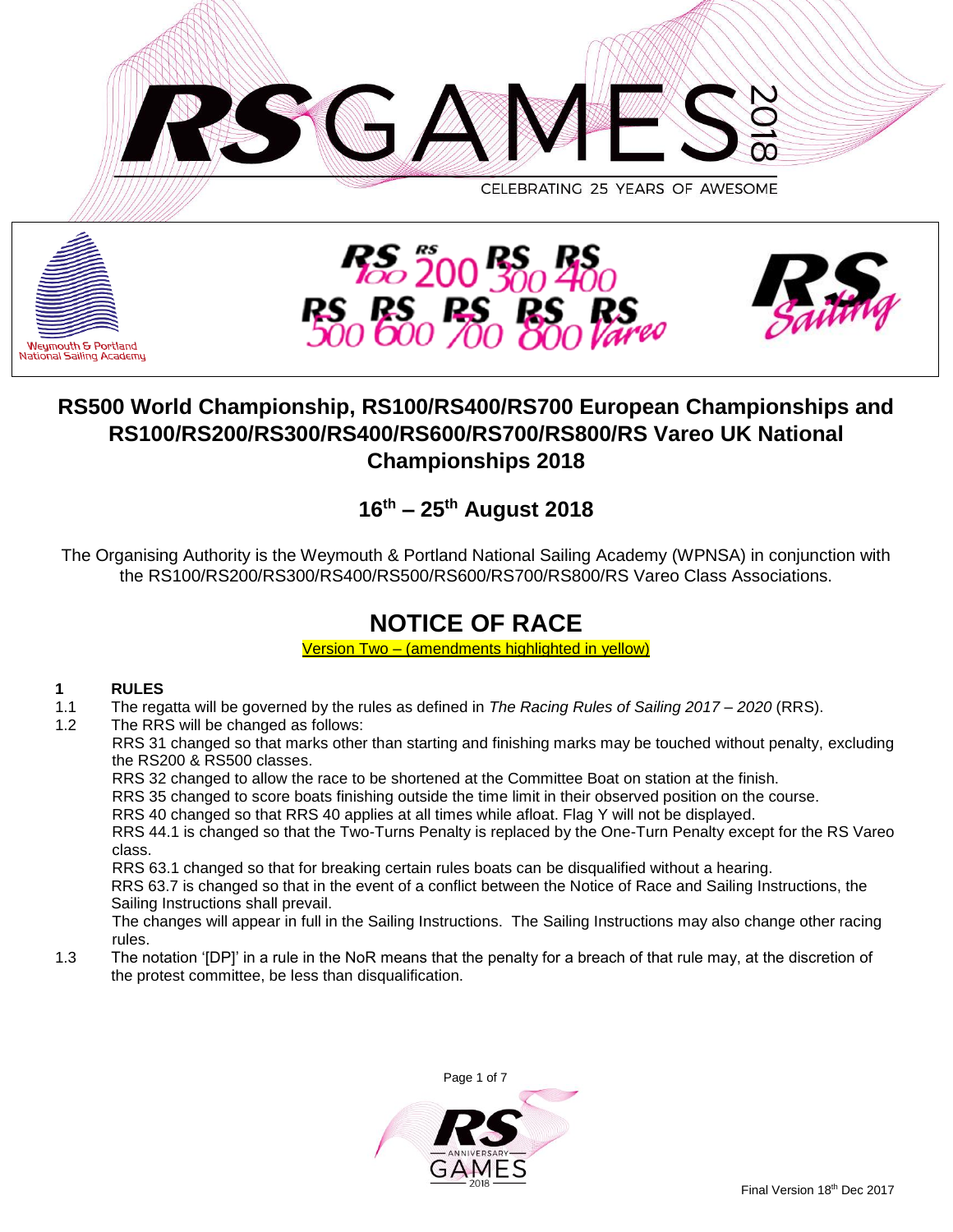# RS500 World Championship, RS100/RS400/RS700 European Championships and RS100/RS200/RS300/RS400/RS600/RS700/RS800/RS Vareo UK National Championships 2018

## 16th – 25th August 2018

The Organising Authority is the Weymouth & Portland National Sailing Academy (WPNSA) in conjunction with the RS100/RS200/RS300/RS400/RS500/RS600/RS700/RS800/RS Vareo Class Associations.

# NOTICE OF RACE

Version Two – (amendments highlighted in yellow)

**1 RULES**

1.1 The regatta will be governed by the rules as defined in *The Racing Rules of Sailing 2017 – 2020* (RRS).

1.2 The RRS will be changed as follows:

RRS 31 changed so that marks other than starting and finishing marks may be touched without penalty, excluding the RS200 & RS500 classes.

RRS 32 changed to allow the race to be shortened at the Committee Boat on station at the finish.

RRS 35 changed to score boats finishing outside the time limit in their observed position on the course.

RRS 40 changed so that RRS 40 applies at all times while afloat. Flag Y will not be displayed.

RRS 44.1 is changed so that the Two-Turns Penalty is replaced by the One-Turn Penalty except for the RS Vareo class.

RRS 63.1 changed so that for breaking certain rules boats can be disqualified without a hearing.

RRS 63.7 is changed so that in the event of a conflict between the Notice of Race and Sailing Instructions, the Sailing Instructions shall prevail.

The changes will appear in full in the Sailing Instructions. The Sailing Instructions may also change other racing rules.

1.3 The notation '[DP]' in a rule in the NoR means that the penalty for a breach of that rule may, at the discretion of the protest committee, be less than disqualification.

Final Version 18th Dec 2017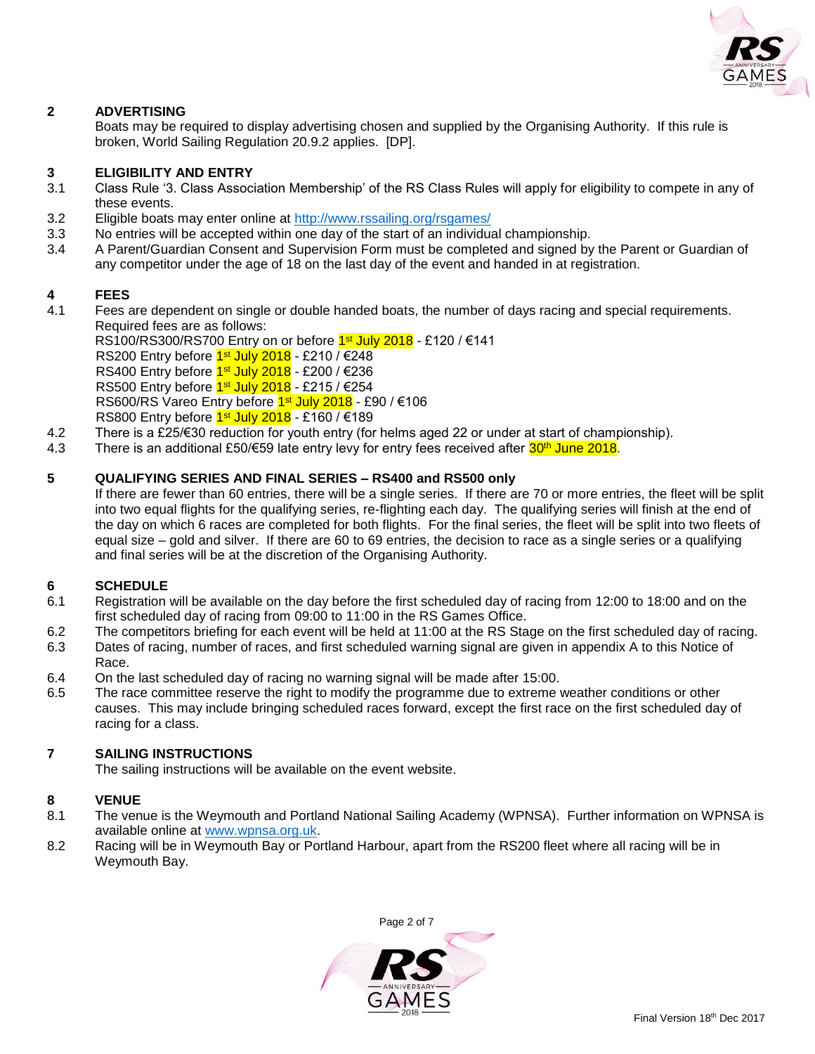## 2 ADVERTISING

Boats may be required to display advertising chosen and supplied by the Organising Authority. If this rule is broken, World Sailing Regulation 20.9.2 applies. [DP].

## 3 ELIGIBILITY AND ENTRY

3.1 Class Rule '3. Class Association Membership' of the RS Class Rules will apply for eligibility to compete in any of these events.

3.2 Eligible boats may enter online at http://www.rssailing.org/rsgames/

3.3 No entries will be accepted within one day of the start of an individual championship.

3.4 A Parent/Guardian Consent and Supervision Form must be completed and signed by the Parent or Guardian of any competitor under the age of 18 on the last day of the event and handed in at registration.

## 4 FEES

4.1 Fees are dependent on single or double handed boats, the number of days racing and special requirements. Required fees are as follows:

RS100/RS300/RS700 Entry on or before 1st July 2018 - £120 / €141
RS200 Entry before 1st July 2018 - £210 / €248
RS400 Entry before 1st July 2018 - £200 / €236
RS500 Entry before 1st July 2018 - £215 / €254
RS600/RS Vareo Entry before 1st July 2018 - £90 / €106
RS800 Entry before 1st July 2018 - £160 / €189

4.2 There is a £25/€30 reduction for youth entry (for helms aged 22 or under at start of championship).

4.3 There is an additional £50/€59 late entry levy for entry fees received after 30th June 2018.

## 5 QUALIFYING SERIES AND FINAL SERIES – RS400 and RS500 only

If there are fewer than 60 entries, there will be a single series. If there are 70 or more entries, the fleet will be split into two equal flights for the qualifying series, re-flighting each day. The qualifying series will finish at the end of the day on which 6 races are completed for both flights. For the final series, the fleet will be split into two fleets of equal size – gold and silver. If there are 60 to 69 entries, the decision to race as a single series or a qualifying and final series will be at the discretion of the Organising Authority.

## 6 SCHEDULE

6.1 Registration will be available on the day before the first scheduled day of racing from 12:00 to 18:00 and on the first scheduled day of racing from 09:00 to 11:00 in the RS Games Office.

6.2 The competitors briefing for each event will be held at 11:00 at the RS Stage on the first scheduled day of racing.

6.3 Dates of racing, number of races, and first scheduled warning signal are given in appendix A to this Notice of Race.

6.4 On the last scheduled day of racing no warning signal will be made after 15:00.

6.5 The race committee reserve the right to modify the programme due to extreme weather conditions or other causes. This may include bringing scheduled races forward, except the first race on the first scheduled day of racing for a class.

## 7 SAILING INSTRUCTIONS

The sailing instructions will be available on the event website.

## 8 VENUE

8.1 The venue is the Weymouth and Portland National Sailing Academy (WPNSA). Further information on WPNSA is available online at www.wpnsa.org.uk.

8.2 Racing will be in Weymouth Bay or Portland Harbour, apart from the RS200 fleet where all racing will be in Weymouth Bay.

Final Version 18th Dec 2017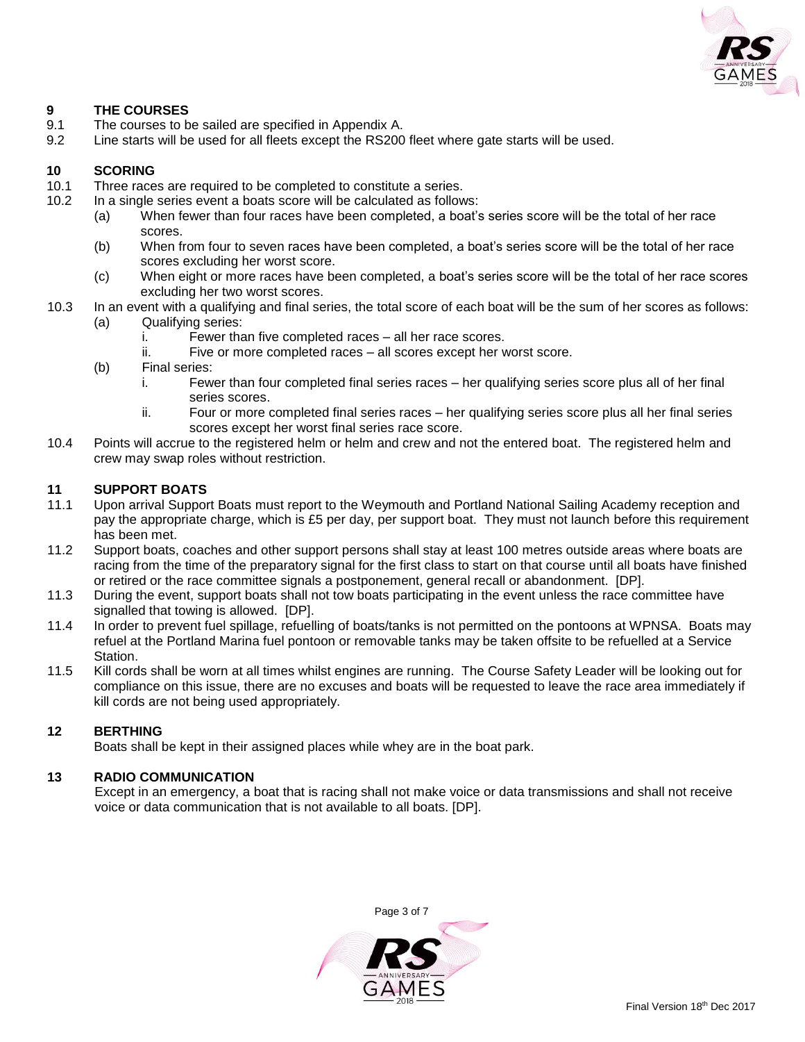## 9 THE COURSES

9.1 The courses to be sailed are specified in Appendix A.

9.2 Line starts will be used for all fleets except the RS200 fleet where gate starts will be used.

## 10 SCORING

10.1 Three races are required to be completed to constitute a series.

10.2 In a single series event a boats score will be calculated as follows:

- (a) When fewer than four races have been completed, a boat's series score will be the total of her race scores.
- (b) When from four to seven races have been completed, a boat's series score will be the total of her race scores excluding her worst score.
- (c) When eight or more races have been completed, a boat's series score will be the total of her race scores excluding her two worst scores.

10.3 In an event with a qualifying and final series, the total score of each boat will be the sum of her scores as follows:

- (a) Qualifying series:
  - i. Fewer than five completed races – all her race scores.
  - ii. Five or more completed races – all scores except her worst score.
- (b) Final series:
  - i. Fewer than four completed final series races – her qualifying series score plus all of her final series scores.
  - ii. Four or more completed final series races – her qualifying series score plus all her final series scores except her worst final series race score.

10.4 Points will accrue to the registered helm or helm and crew and not the entered boat. The registered helm and crew may swap roles without restriction.

## 11 SUPPORT BOATS

11.1 Upon arrival Support Boats must report to the Weymouth and Portland National Sailing Academy reception and pay the appropriate charge, which is £5 per day, per support boat. They must not launch before this requirement has been met.

11.2 Support boats, coaches and other support persons shall stay at least 100 metres outside areas where boats are racing from the time of the preparatory signal for the first class to start on that course until all boats have finished or retired or the race committee signals a postponement, general recall or abandonment. [DP].

11.3 During the event, support boats shall not tow boats participating in the event unless the race committee have signalled that towing is allowed. [DP].

11.4 In order to prevent fuel spillage, refuelling of boats/tanks is not permitted on the pontoons at WPNSA. Boats may refuel at the Portland Marina fuel pontoon or removable tanks may be taken offsite to be refuelled at a Service Station.

11.5 Kill cords shall be worn at all times whilst engines are running. The Course Safety Leader will be looking out for compliance on this issue, there are no excuses and boats will be requested to leave the race area immediately if kill cords are not being used appropriately.

## 12 BERTHING

Boats shall be kept in their assigned places while whey are in the boat park.

## 13 RADIO COMMUNICATION

Except in an emergency, a boat that is racing shall not make voice or data transmissions and shall not receive voice or data communication that is not available to all boats. [DP].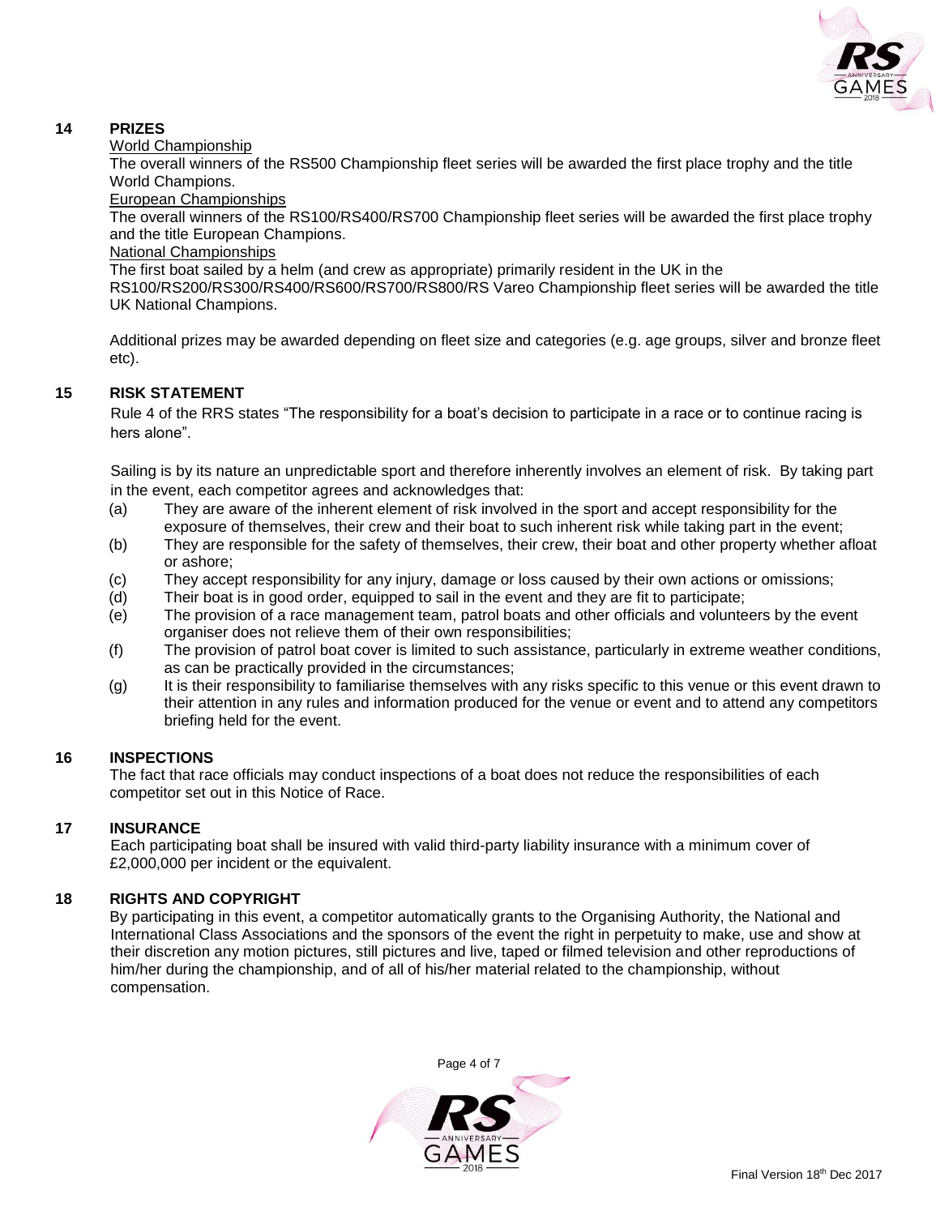## 14 PRIZES

World Championship

The overall winners of the RS500 Championship fleet series will be awarded the first place trophy and the title World Champions.

European Championships

The overall winners of the RS100/RS400/RS700 Championship fleet series will be awarded the first place trophy and the title European Champions.

National Championships

The first boat sailed by a helm (and crew as appropriate) primarily resident in the UK in the RS100/RS200/RS300/RS400/RS600/RS700/RS800/RS Vareo Championship fleet series will be awarded the title UK National Champions.

Additional prizes may be awarded depending on fleet size and categories (e.g. age groups, silver and bronze fleet etc).

## 15 RISK STATEMENT

Rule 4 of the RRS states "The responsibility for a boat's decision to participate in a race or to continue racing is hers alone".

Sailing is by its nature an unpredictable sport and therefore inherently involves an element of risk. By taking part in the event, each competitor agrees and acknowledges that:

(a) They are aware of the inherent element of risk involved in the sport and accept responsibility for the exposure of themselves, their crew and their boat to such inherent risk while taking part in the event;

(b) They are responsible for the safety of themselves, their crew, their boat and other property whether afloat or ashore;

(c) They accept responsibility for any injury, damage or loss caused by their own actions or omissions;

(d) Their boat is in good order, equipped to sail in the event and they are fit to participate;

(e) The provision of a race management team, patrol boats and other officials and volunteers by the event organiser does not relieve them of their own responsibilities;

(f) The provision of patrol boat cover is limited to such assistance, particularly in extreme weather conditions, as can be practically provided in the circumstances;

(g) It is their responsibility to familiarise themselves with any risks specific to this venue or this event drawn to their attention in any rules and information produced for the venue or event and to attend any competitors briefing held for the event.

## 16 INSPECTIONS

The fact that race officials may conduct inspections of a boat does not reduce the responsibilities of each competitor set out in this Notice of Race.

## 17 INSURANCE

Each participating boat shall be insured with valid third-party liability insurance with a minimum cover of £2,000,000 per incident or the equivalent.

## 18 RIGHTS AND COPYRIGHT

By participating in this event, a competitor automatically grants to the Organising Authority, the National and International Class Associations and the sponsors of the event the right in perpetuity to make, use and show at their discretion any motion pictures, still pictures and live, taped or filmed television and other reproductions of him/her during the championship, and of all of his/her material related to the championship, without compensation.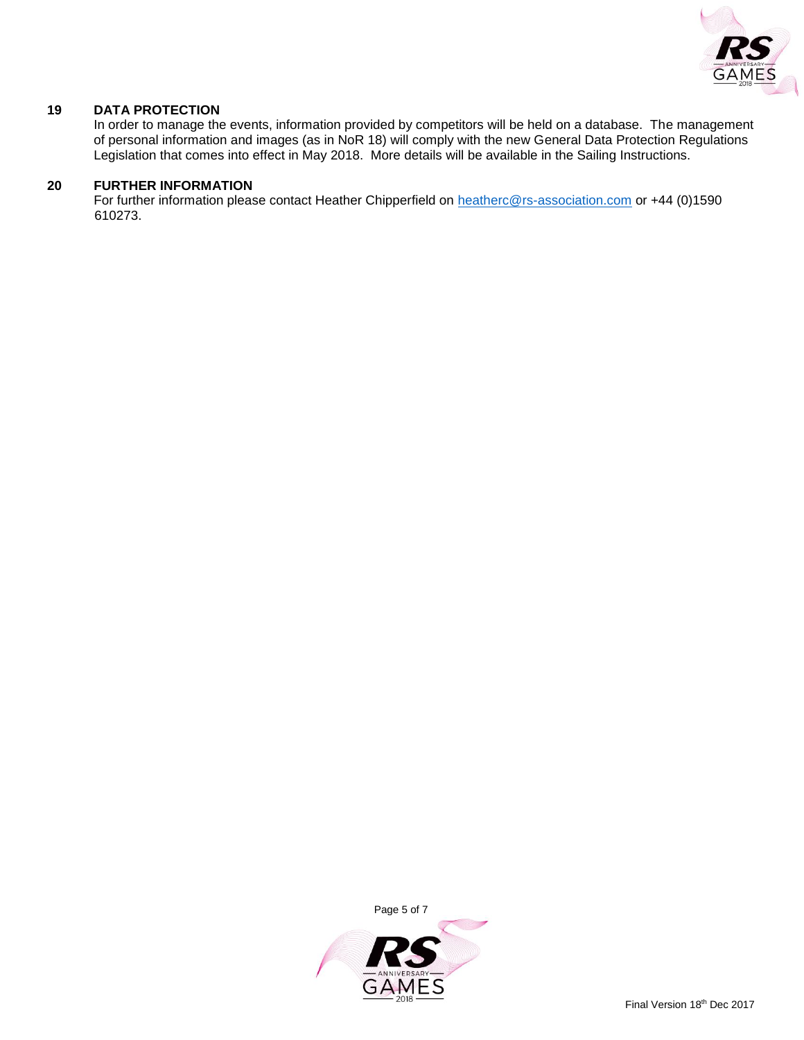## 19 DATA PROTECTION

In order to manage the events, information provided by competitors will be held on a database. The management of personal information and images (as in NoR 18) will comply with the new General Data Protection Regulations Legislation that comes into effect in May 2018. More details will be available in the Sailing Instructions.

## 20 FURTHER INFORMATION

For further information please contact Heather Chipperfield on heatherc@rs-association.com or +44 (0)1590 610273.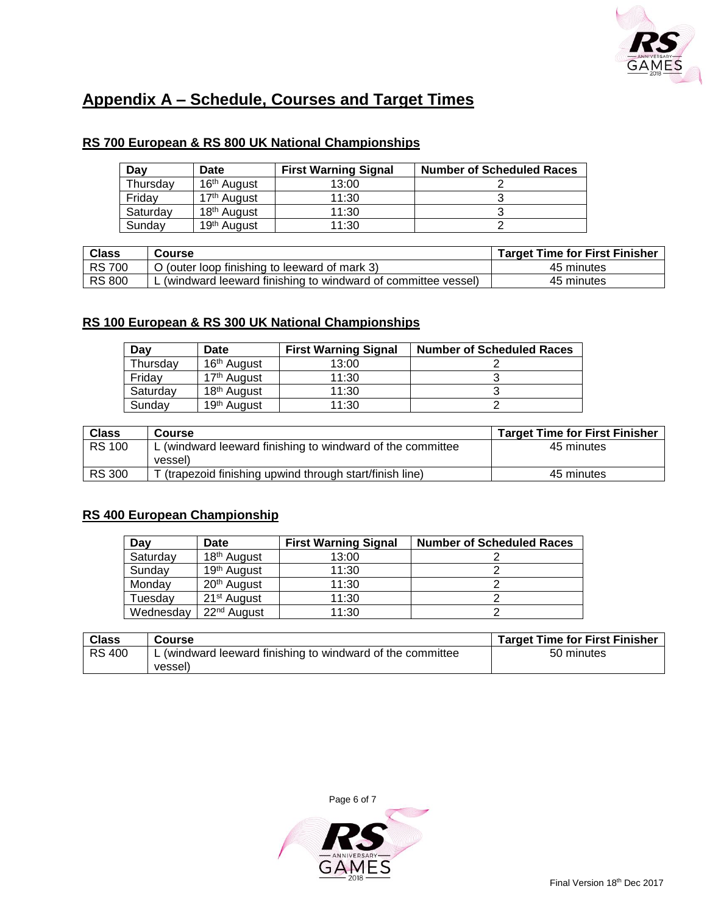# Appendix A – Schedule, Courses and Target Times

## RS 700 European & RS 800 UK National Championships

| Day | Date | First Warning Signal | Number of Scheduled Races |
|---|---|---|---|
| Thursday | 16th August | 13:00 | 2 |
| Friday | 17th August | 11:30 | 3 |
| Saturday | 18th August | 11:30 | 3 |
| Sunday | 19th August | 11:30 | 2 |

| Class | Course | Target Time for First Finisher |
|---|---|---|
| RS 700 | O (outer loop finishing to leeward of mark 3) | 45 minutes |
| RS 800 | L (windward leeward finishing to windward of committee vessel) | 45 minutes |

## RS 100 European & RS 300 UK National Championships

| Day | Date | First Warning Signal | Number of Scheduled Races |
|---|---|---|---|
| Thursday | 16th August | 13:00 | 2 |
| Friday | 17th August | 11:30 | 3 |
| Saturday | 18th August | 11:30 | 3 |
| Sunday | 19th August | 11:30 | 2 |

| Class | Course | Target Time for First Finisher |
|---|---|---|
| RS 100 | L (windward leeward finishing to windward of the committee vessel) | 45 minutes |
| RS 300 | T (trapezoid finishing upwind through start/finish line) | 45 minutes |

## RS 400 European Championship

| Day | Date | First Warning Signal | Number of Scheduled Races |
|---|---|---|---|
| Saturday | 18th August | 13:00 | 2 |
| Sunday | 19th August | 11:30 | 2 |
| Monday | 20th August | 11:30 | 2 |
| Tuesday | 21st August | 11:30 | 2 |
| Wednesday | 22nd August | 11:30 | 2 |

| Class | Course | Target Time for First Finisher |
|---|---|---|
| RS 400 | L (windward leeward finishing to windward of the committee vessel) | 50 minutes |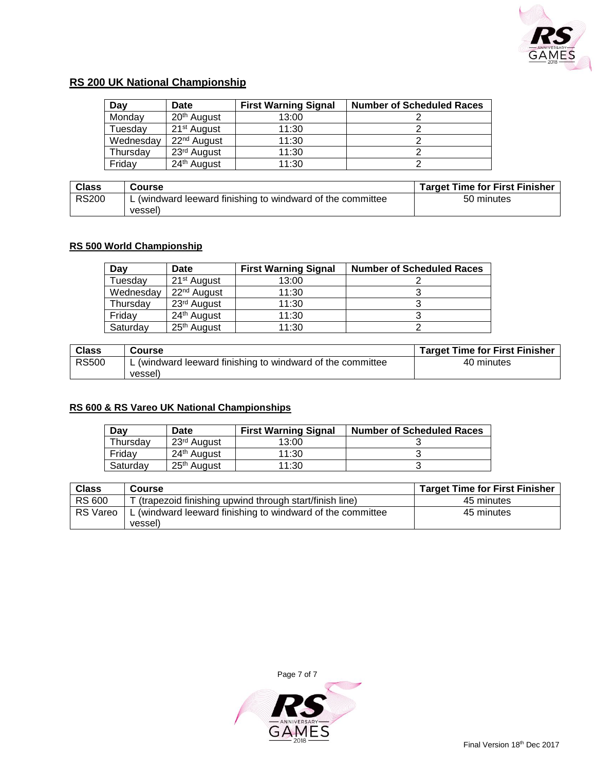## RS 200 UK National Championship

| Day | Date | First Warning Signal | Number of Scheduled Races |
|---|---|---|---|
| Monday | 20th August | 13:00 | 2 |
| Tuesday | 21st August | 11:30 | 2 |
| Wednesday | 22nd August | 11:30 | 2 |
| Thursday | 23rd August | 11:30 | 2 |
| Friday | 24th August | 11:30 | 2 |

| Class | Course | Target Time for First Finisher |
|---|---|---|
| RS200 | L (windward leeward finishing to windward of the committee vessel) | 50 minutes |

## RS 500 World Championship

| Day | Date | First Warning Signal | Number of Scheduled Races |
|---|---|---|---|
| Tuesday | 21st August | 13:00 | 2 |
| Wednesday | 22nd August | 11:30 | 3 |
| Thursday | 23rd August | 11:30 | 3 |
| Friday | 24th August | 11:30 | 3 |
| Saturday | 25th August | 11:30 | 2 |

| Class | Course | Target Time for First Finisher |
|---|---|---|
| RS500 | L (windward leeward finishing to windward of the committee vessel) | 40 minutes |

## RS 600 & RS Vareo UK National Championships

| Day | Date | First Warning Signal | Number of Scheduled Races |
|---|---|---|---|
| Thursday | 23rd August | 13:00 | 3 |
| Friday | 24th August | 11:30 | 3 |
| Saturday | 25th August | 11:30 | 3 |

| Class | Course | Target Time for First Finisher |
|---|---|---|
| RS 600 | T (trapezoid finishing upwind through start/finish line) | 45 minutes |
| RS Vareo | L (windward leeward finishing to windward of the committee vessel) | 45 minutes |